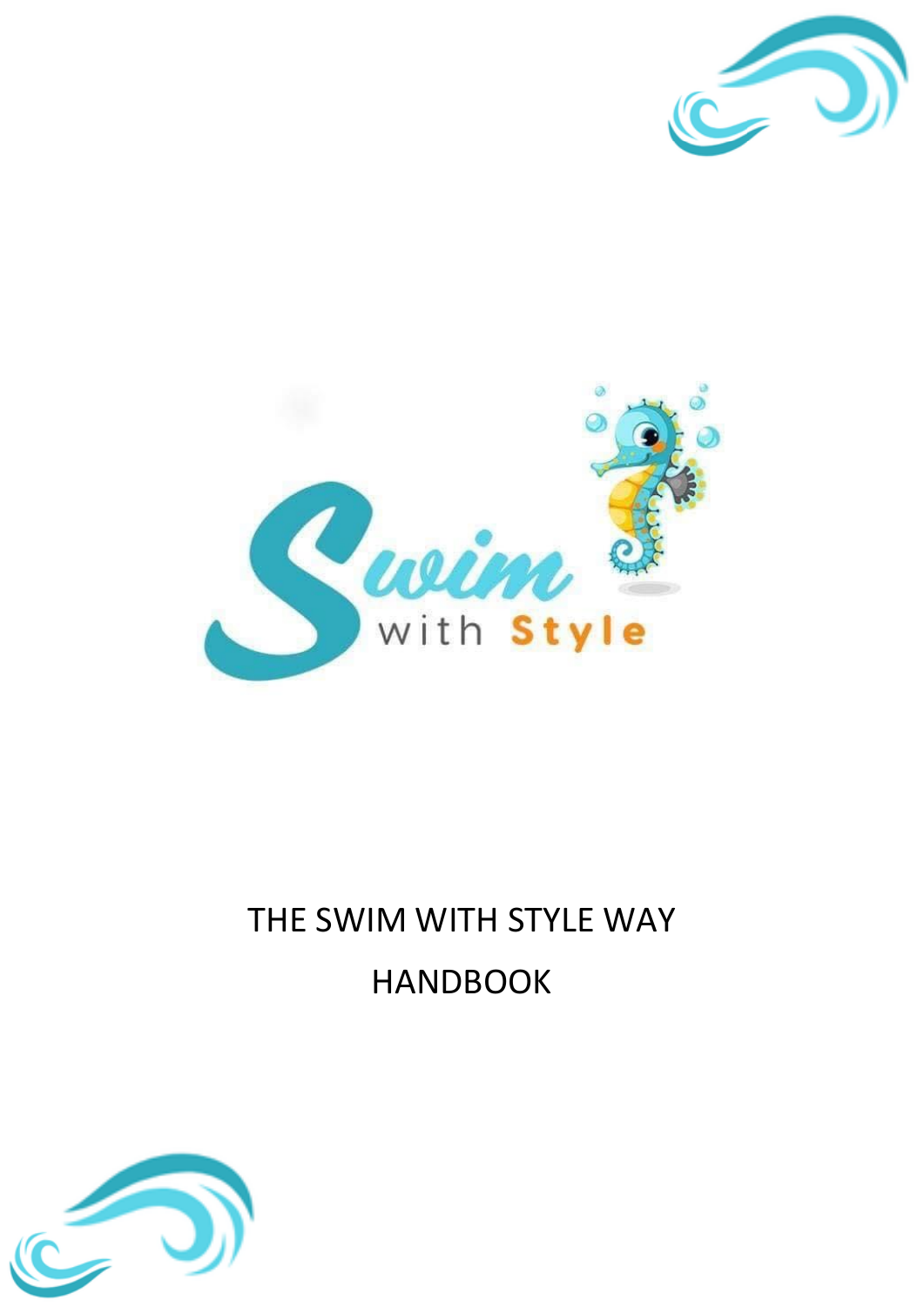Swim with Style

# THE SWIM WITH STYLE WAY

# HANDBOOK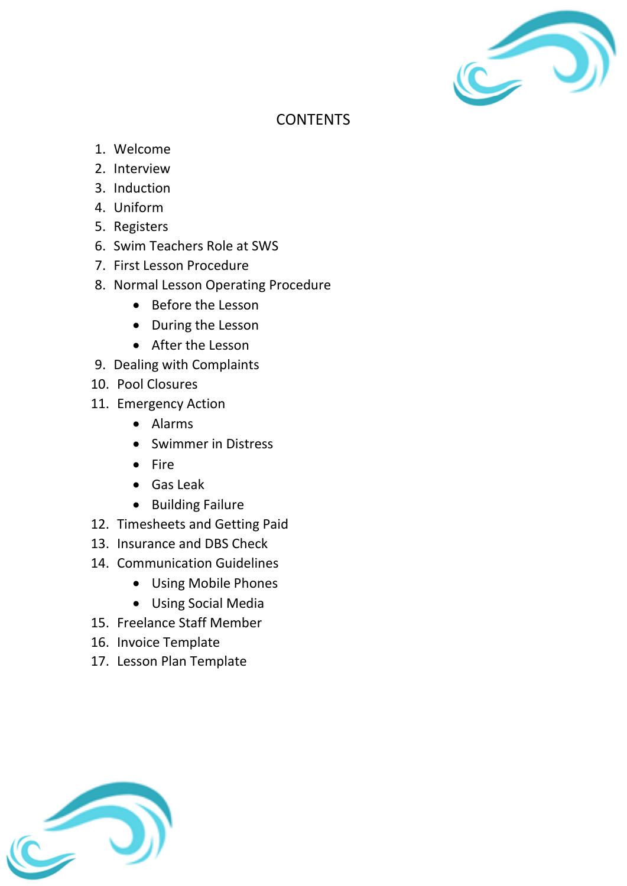# CONTENTS

1. Welcome
2. Interview
3. Induction
4. Uniform
5. Registers
6. Swim Teachers Role at SWS
7. First Lesson Procedure
8. Normal Lesson Operating Procedure
    - Before the Lesson
    - During the Lesson
    - After the Lesson
9. Dealing with Complaints
10. Pool Closures
11. Emergency Action
    - Alarms
    - Swimmer in Distress
    - Fire
    - Gas Leak
    - Building Failure
12. Timesheets and Getting Paid
13. Insurance and DBS Check
14. Communication Guidelines
    - Using Mobile Phones
    - Using Social Media
15. Freelance Staff Member
16. Invoice Template
17. Lesson Plan Template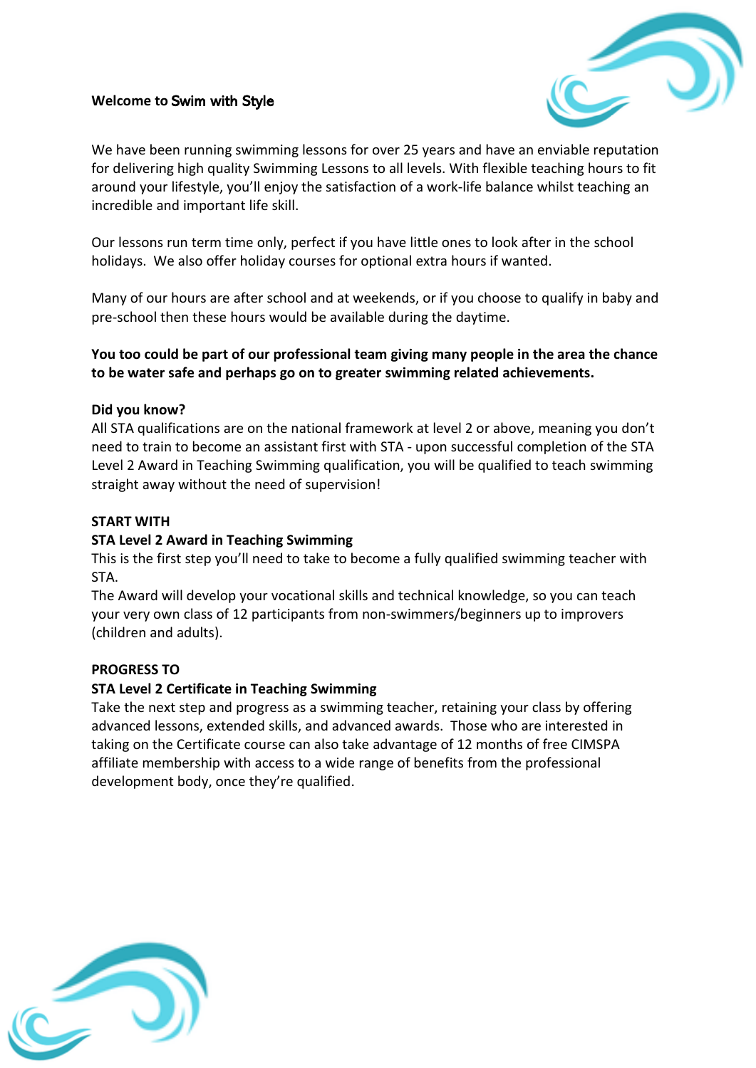**Welcome to Swim with Style**

We have been running swimming lessons for over 25 years and have an enviable reputation for delivering high quality Swimming Lessons to all levels. With flexible teaching hours to fit around your lifestyle, you'll enjoy the satisfaction of a work-life balance whilst teaching an incredible and important life skill.

Our lessons run term time only, perfect if you have little ones to look after in the school holidays. We also offer holiday courses for optional extra hours if wanted.

Many of our hours are after school and at weekends, or if you choose to qualify in baby and pre-school then these hours would be available during the daytime.

**You too could be part of our professional team giving many people in the area the chance to be water safe and perhaps go on to greater swimming related achievements.**

**Did you know?**
All STA qualifications are on the national framework at level 2 or above, meaning you don't need to train to become an assistant first with STA - upon successful completion of the STA Level 2 Award in Teaching Swimming qualification, you will be qualified to teach swimming straight away without the need of supervision!

**START WITH**
**STA Level 2 Award in Teaching Swimming**
This is the first step you'll need to take to become a fully qualified swimming teacher with STA.
The Award will develop your vocational skills and technical knowledge, so you can teach your very own class of 12 participants from non-swimmers/beginners up to improvers (children and adults).

**PROGRESS TO**
**STA Level 2 Certificate in Teaching Swimming**
Take the next step and progress as a swimming teacher, retaining your class by offering advanced lessons, extended skills, and advanced awards. Those who are interested in taking on the Certificate course can also take advantage of 12 months of free CIMSPA affiliate membership with access to a wide range of benefits from the professional development body, once they're qualified.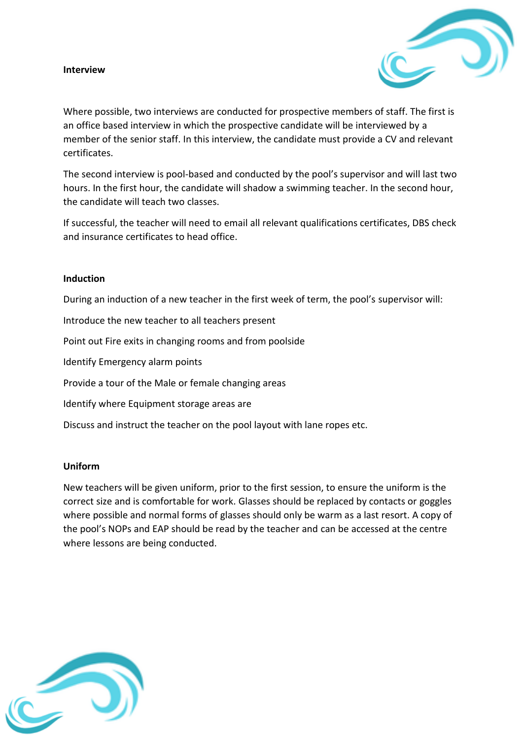**Interview**

Where possible, two interviews are conducted for prospective members of staff. The first is an office based interview in which the prospective candidate will be interviewed by a member of the senior staff. In this interview, the candidate must provide a CV and relevant certificates.

The second interview is pool-based and conducted by the pool's supervisor and will last two hours. In the first hour, the candidate will shadow a swimming teacher. In the second hour, the candidate will teach two classes.

If successful, the teacher will need to email all relevant qualifications certificates, DBS check and insurance certificates to head office.

**Induction**

During an induction of a new teacher in the first week of term, the pool's supervisor will:

Introduce the new teacher to all teachers present

Point out Fire exits in changing rooms and from poolside

Identify Emergency alarm points

Provide a tour of the Male or female changing areas

Identify where Equipment storage areas are

Discuss and instruct the teacher on the pool layout with lane ropes etc.

**Uniform**

New teachers will be given uniform, prior to the first session, to ensure the uniform is the correct size and is comfortable for work. Glasses should be replaced by contacts or goggles where possible and normal forms of glasses should only be warn as a last resort. A copy of the pool's NOPs and EAP should be read by the teacher and can be accessed at the centre where lessons are being conducted.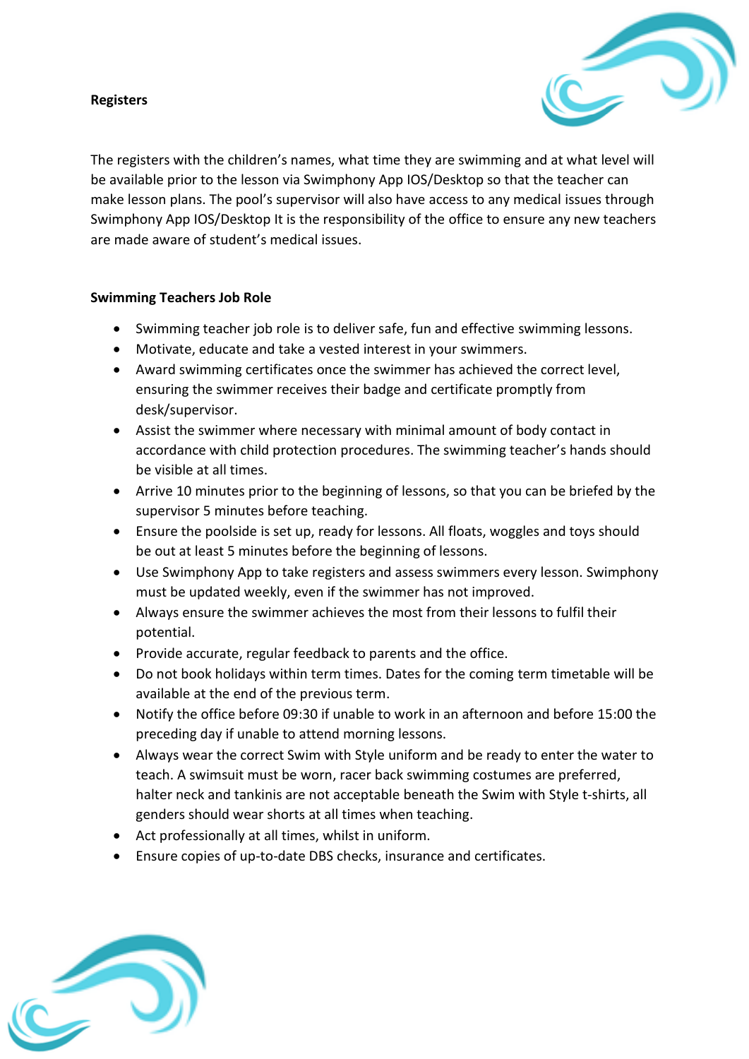**Registers**

The registers with the children's names, what time they are swimming and at what level will be available prior to the lesson via Swimphony App IOS/Desktop so that the teacher can make lesson plans. The pool's supervisor will also have access to any medical issues through Swimphony App IOS/Desktop It is the responsibility of the office to ensure any new teachers are made aware of student's medical issues.

**Swimming Teachers Job Role**

- Swimming teacher job role is to deliver safe, fun and effective swimming lessons.
- Motivate, educate and take a vested interest in your swimmers.
- Award swimming certificates once the swimmer has achieved the correct level, ensuring the swimmer receives their badge and certificate promptly from desk/supervisor.
- Assist the swimmer where necessary with minimal amount of body contact in accordance with child protection procedures. The swimming teacher's hands should be visible at all times.
- Arrive 10 minutes prior to the beginning of lessons, so that you can be briefed by the supervisor 5 minutes before teaching.
- Ensure the poolside is set up, ready for lessons. All floats, woggles and toys should be out at least 5 minutes before the beginning of lessons.
- Use Swimphony App to take registers and assess swimmers every lesson. Swimphony must be updated weekly, even if the swimmer has not improved.
- Always ensure the swimmer achieves the most from their lessons to fulfil their potential.
- Provide accurate, regular feedback to parents and the office.
- Do not book holidays within term times. Dates for the coming term timetable will be available at the end of the previous term.
- Notify the office before 09:30 if unable to work in an afternoon and before 15:00 the preceding day if unable to attend morning lessons.
- Always wear the correct Swim with Style uniform and be ready to enter the water to teach. A swimsuit must be worn, racer back swimming costumes are preferred, halter neck and tankinis are not acceptable beneath the Swim with Style t-shirts, all genders should wear shorts at all times when teaching.
- Act professionally at all times, whilst in uniform.
- Ensure copies of up-to-date DBS checks, insurance and certificates.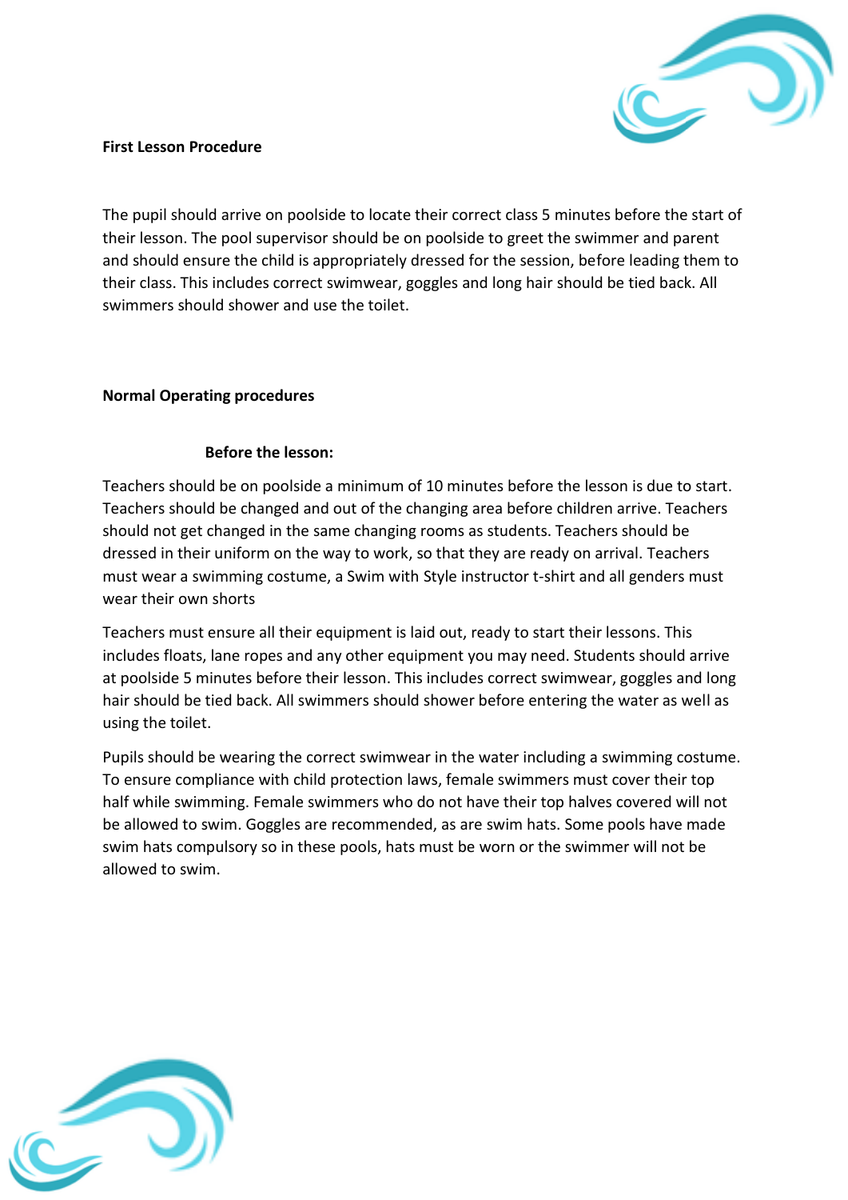**First Lesson Procedure**

The pupil should arrive on poolside to locate their correct class 5 minutes before the start of their lesson. The pool supervisor should be on poolside to greet the swimmer and parent and should ensure the child is appropriately dressed for the session, before leading them to their class. This includes correct swimwear, goggles and long hair should be tied back. All swimmers should shower and use the toilet.

**Normal Operating procedures**

**Before the lesson:**

Teachers should be on poolside a minimum of 10 minutes before the lesson is due to start. Teachers should be changed and out of the changing area before children arrive. Teachers should not get changed in the same changing rooms as students. Teachers should be dressed in their uniform on the way to work, so that they are ready on arrival. Teachers must wear a swimming costume, a Swim with Style instructor t-shirt and all genders must wear their own shorts

Teachers must ensure all their equipment is laid out, ready to start their lessons. This includes floats, lane ropes and any other equipment you may need. Students should arrive at poolside 5 minutes before their lesson. This includes correct swimwear, goggles and long hair should be tied back. All swimmers should shower before entering the water as well as using the toilet.

Pupils should be wearing the correct swimwear in the water including a swimming costume. To ensure compliance with child protection laws, female swimmers must cover their top half while swimming. Female swimmers who do not have their top halves covered will not be allowed to swim. Goggles are recommended, as are swim hats. Some pools have made swim hats compulsory so in these pools, hats must be worn or the swimmer will not be allowed to swim.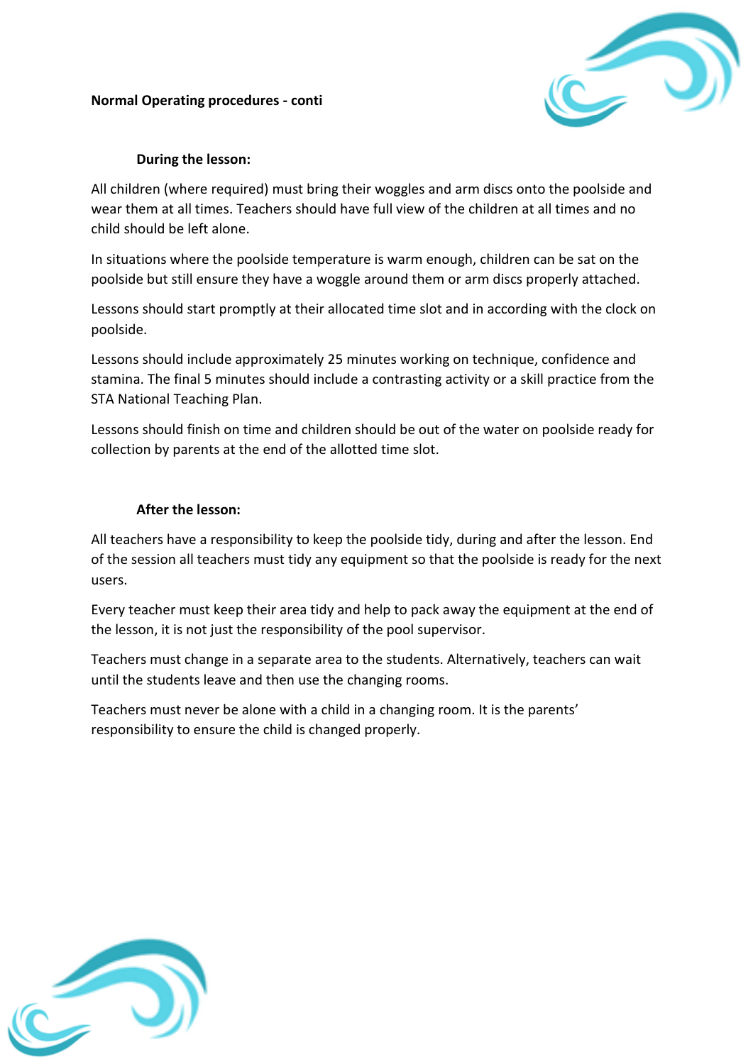**Normal Operating procedures - conti**

### During the lesson:

All children (where required) must bring their woggles and arm discs onto the poolside and wear them at all times. Teachers should have full view of the children at all times and no child should be left alone.

In situations where the poolside temperature is warm enough, children can be sat on the poolside but still ensure they have a woggle around them or arm discs properly attached.

Lessons should start promptly at their allocated time slot and in according with the clock on poolside.

Lessons should include approximately 25 minutes working on technique, confidence and stamina. The final 5 minutes should include a contrasting activity or a skill practice from the STA National Teaching Plan.

Lessons should finish on time and children should be out of the water on poolside ready for collection by parents at the end of the allotted time slot.

### After the lesson:

All teachers have a responsibility to keep the poolside tidy, during and after the lesson. End of the session all teachers must tidy any equipment so that the poolside is ready for the next users.

Every teacher must keep their area tidy and help to pack away the equipment at the end of the lesson, it is not just the responsibility of the pool supervisor.

Teachers must change in a separate area to the students. Alternatively, teachers can wait until the students leave and then use the changing rooms.

Teachers must never be alone with a child in a changing room. It is the parents' responsibility to ensure the child is changed properly.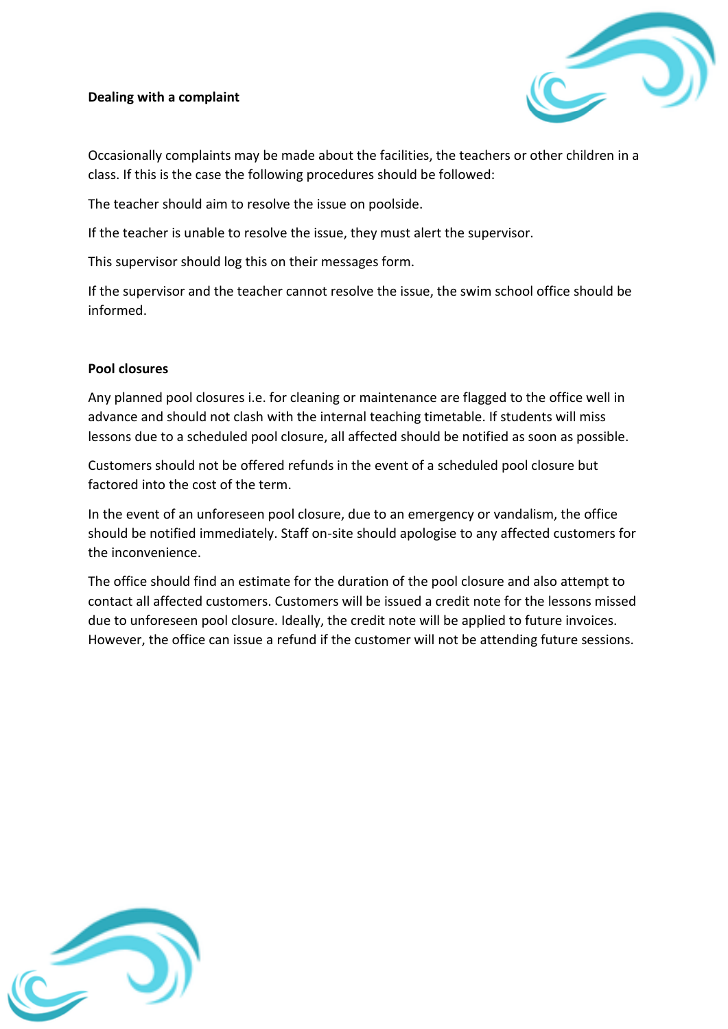**Dealing with a complaint**

Occasionally complaints may be made about the facilities, the teachers or other children in a class. If this is the case the following procedures should be followed:

The teacher should aim to resolve the issue on poolside.

If the teacher is unable to resolve the issue, they must alert the supervisor.

This supervisor should log this on their messages form.

If the supervisor and the teacher cannot resolve the issue, the swim school office should be informed.

**Pool closures**

Any planned pool closures i.e. for cleaning or maintenance are flagged to the office well in advance and should not clash with the internal teaching timetable. If students will miss lessons due to a scheduled pool closure, all affected should be notified as soon as possible.

Customers should not be offered refunds in the event of a scheduled pool closure but factored into the cost of the term.

In the event of an unforeseen pool closure, due to an emergency or vandalism, the office should be notified immediately. Staff on-site should apologise to any affected customers for the inconvenience.

The office should find an estimate for the duration of the pool closure and also attempt to contact all affected customers. Customers will be issued a credit note for the lessons missed due to unforeseen pool closure. Ideally, the credit note will be applied to future invoices. However, the office can issue a refund if the customer will not be attending future sessions.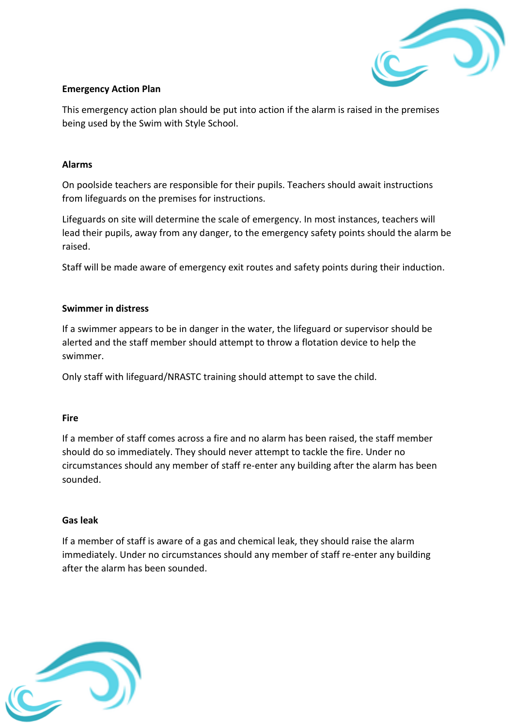**Emergency Action Plan**

This emergency action plan should be put into action if the alarm is raised in the premises being used by the Swim with Style School.

**Alarms**

On poolside teachers are responsible for their pupils. Teachers should await instructions from lifeguards on the premises for instructions.

Lifeguards on site will determine the scale of emergency. In most instances, teachers will lead their pupils, away from any danger, to the emergency safety points should the alarm be raised.

Staff will be made aware of emergency exit routes and safety points during their induction.

**Swimmer in distress**

If a swimmer appears to be in danger in the water, the lifeguard or supervisor should be alerted and the staff member should attempt to throw a flotation device to help the swimmer.

Only staff with lifeguard/NRASTC training should attempt to save the child.

**Fire**

If a member of staff comes across a fire and no alarm has been raised, the staff member should do so immediately. They should never attempt to tackle the fire. Under no circumstances should any member of staff re-enter any building after the alarm has been sounded.

**Gas leak**

If a member of staff is aware of a gas and chemical leak, they should raise the alarm immediately. Under no circumstances should any member of staff re-enter any building after the alarm has been sounded.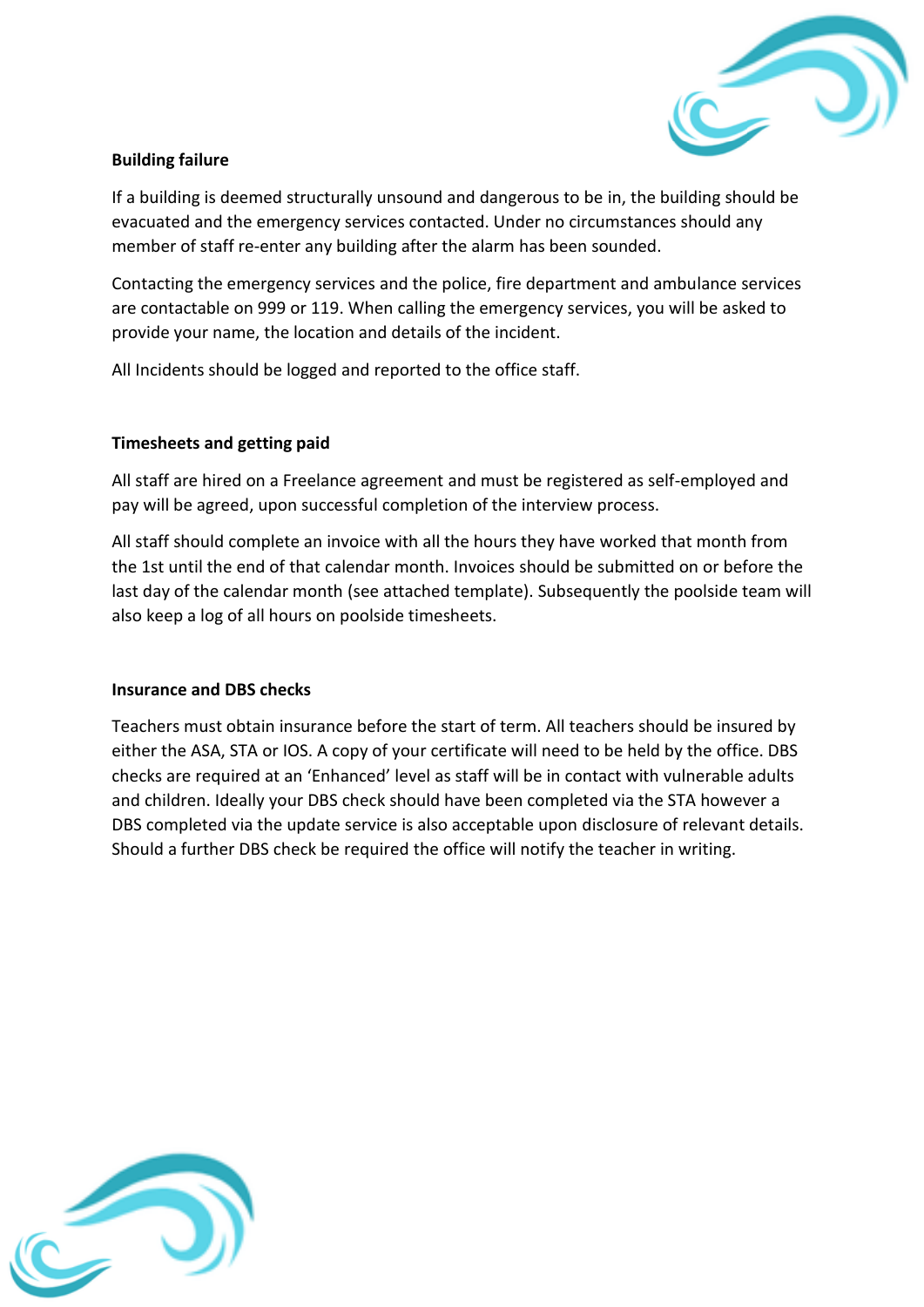**Building failure**

If a building is deemed structurally unsound and dangerous to be in, the building should be evacuated and the emergency services contacted. Under no circumstances should any member of staff re-enter any building after the alarm has been sounded.

Contacting the emergency services and the police, fire department and ambulance services are contactable on 999 or 119. When calling the emergency services, you will be asked to provide your name, the location and details of the incident.

All Incidents should be logged and reported to the office staff.

**Timesheets and getting paid**

All staff are hired on a Freelance agreement and must be registered as self-employed and pay will be agreed, upon successful completion of the interview process.

All staff should complete an invoice with all the hours they have worked that month from the 1st until the end of that calendar month. Invoices should be submitted on or before the last day of the calendar month (see attached template). Subsequently the poolside team will also keep a log of all hours on poolside timesheets.

**Insurance and DBS checks**

Teachers must obtain insurance before the start of term. All teachers should be insured by either the ASA, STA or IOS. A copy of your certificate will need to be held by the office. DBS checks are required at an 'Enhanced' level as staff will be in contact with vulnerable adults and children. Ideally your DBS check should have been completed via the STA however a DBS completed via the update service is also acceptable upon disclosure of relevant details. Should a further DBS check be required the office will notify the teacher in writing.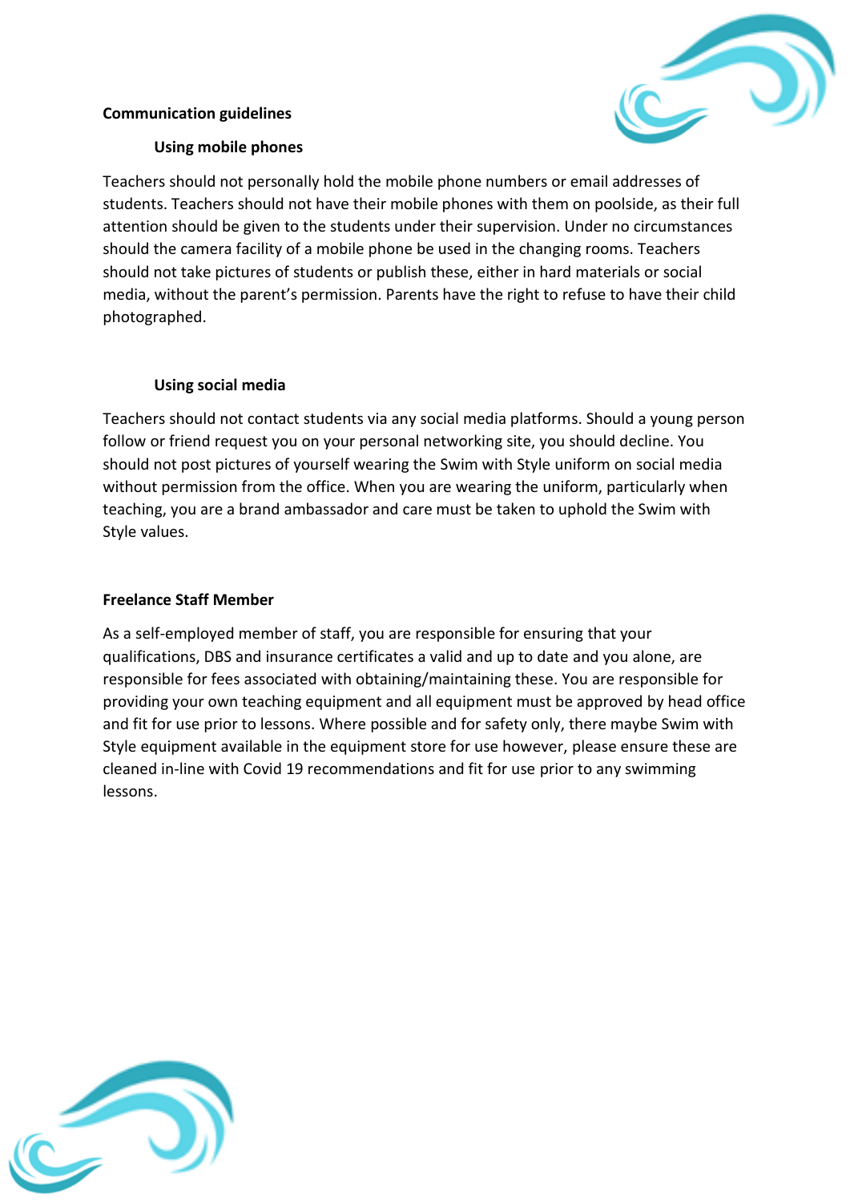## Communication guidelines

### Using mobile phones

Teachers should not personally hold the mobile phone numbers or email addresses of students. Teachers should not have their mobile phones with them on poolside, as their full attention should be given to the students under their supervision. Under no circumstances should the camera facility of a mobile phone be used in the changing rooms. Teachers should not take pictures of students or publish these, either in hard materials or social media, without the parent's permission. Parents have the right to refuse to have their child photographed.

### Using social media

Teachers should not contact students via any social media platforms. Should a young person follow or friend request you on your personal networking site, you should decline. You should not post pictures of yourself wearing the Swim with Style uniform on social media without permission from the office. When you are wearing the uniform, particularly when teaching, you are a brand ambassador and care must be taken to uphold the Swim with Style values.

## Freelance Staff Member

As a self-employed member of staff, you are responsible for ensuring that your qualifications, DBS and insurance certificates a valid and up to date and you alone, are responsible for fees associated with obtaining/maintaining these. You are responsible for providing your own teaching equipment and all equipment must be approved by head office and fit for use prior to lessons. Where possible and for safety only, there maybe Swim with Style equipment available in the equipment store for use however, please ensure these are cleaned in-line with Covid 19 recommendations and fit for use prior to any swimming lessons.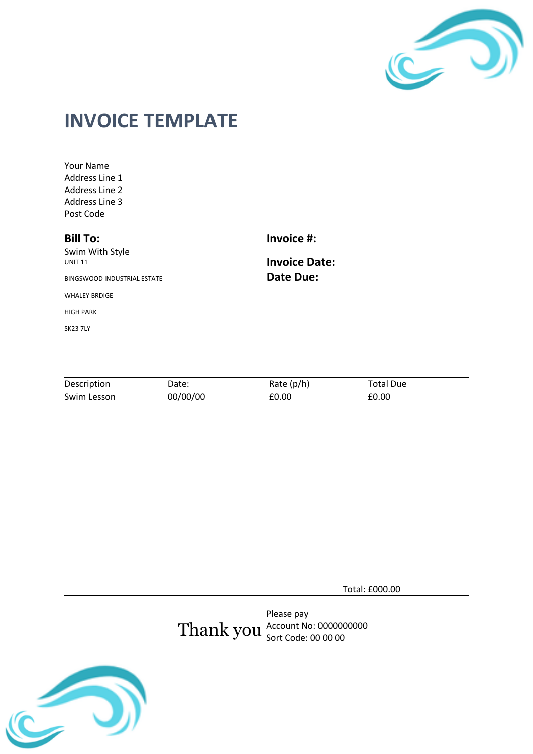# INVOICE TEMPLATE

Your Name
Address Line 1
Address Line 2
Address Line 3
Post Code

**Bill To:**

Swim With Style
UNIT 11

BINGSWOOD INDUSTRIAL ESTATE

WHALEY BRDIGE

HIGH PARK

SK23 7LY

**Invoice #:**

**Invoice Date:**

**Date Due:**

| Description | Date: | Rate (p/h) | Total Due |
| --- | --- | --- | --- |
| Swim Lesson | 00/00/00 | £0.00 | £0.00 |

Total: £000.00

Thank you

Please pay
Account No: 0000000000
Sort Code: 00 00 00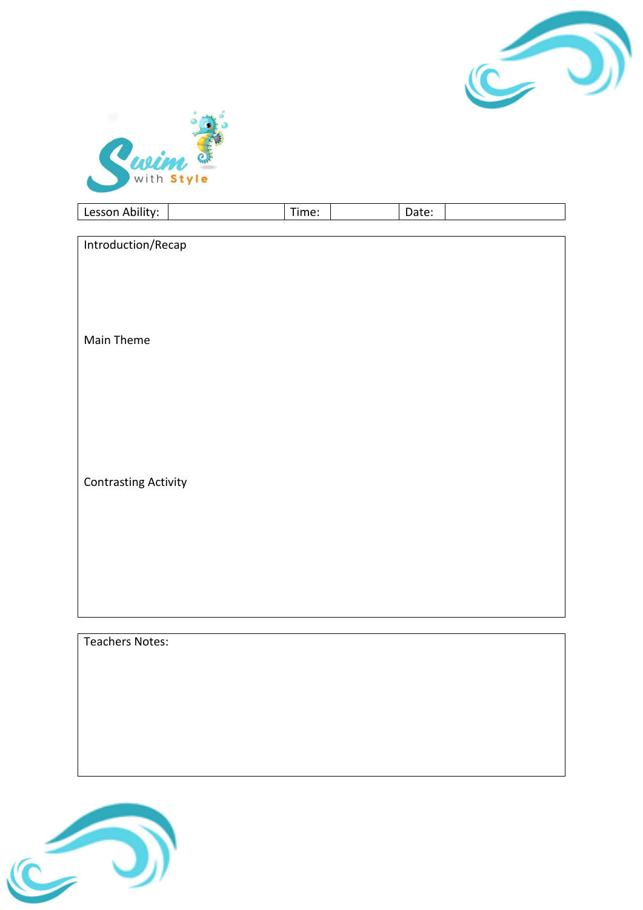Swim with Style

| Lesson Ability: | | Time: | | Date: | |
|---|---|---|---|---|---|

Introduction/Recap

Main Theme

Contrasting Activity

Teachers Notes: